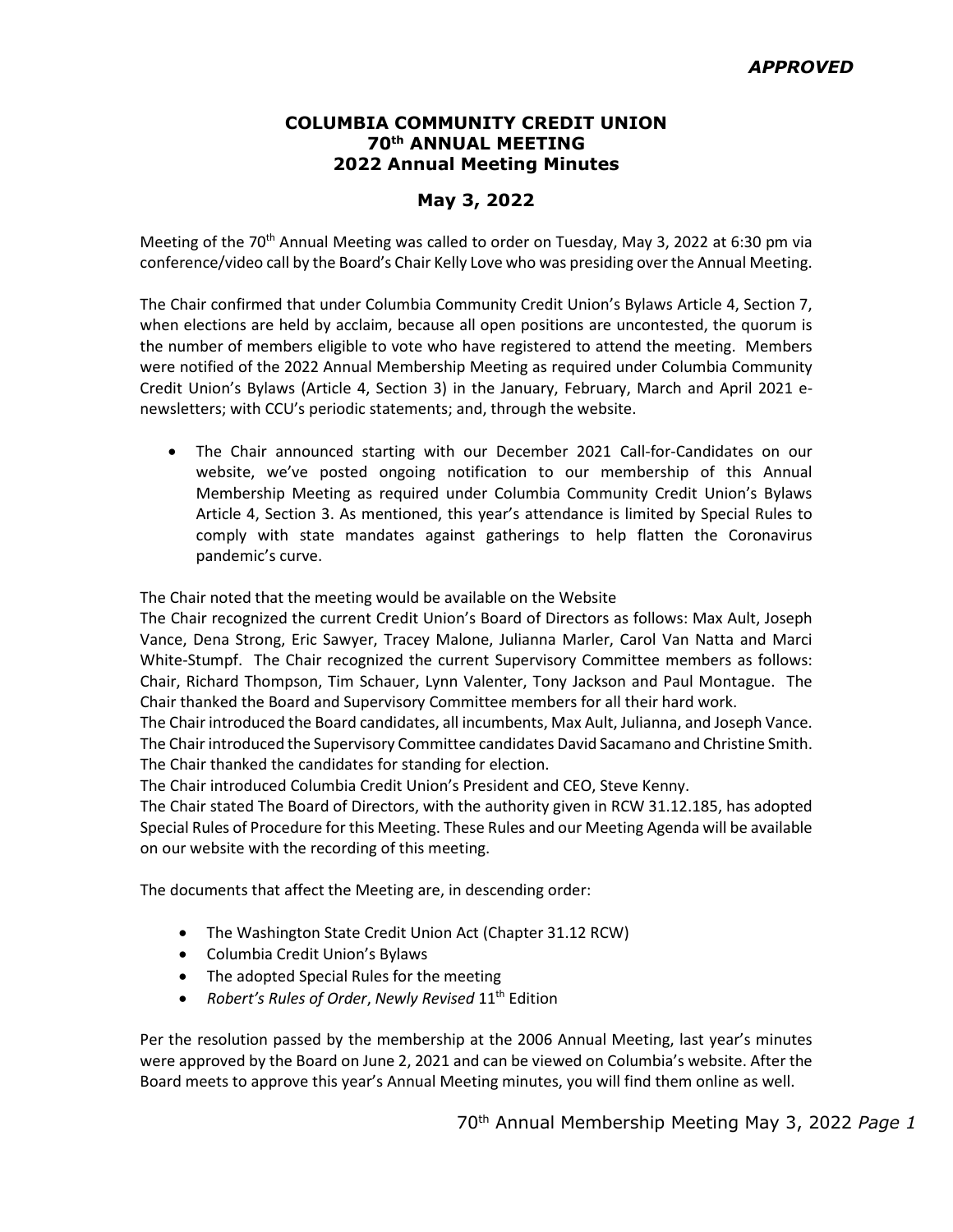*APPROVED*

# COLUMBIA COMMUNITY CREDIT UNION
## 70th ANNUAL MEETING
## 2022 Annual Meeting Minutes

## May 3, 2022

Meeting of the 70th Annual Meeting was called to order on Tuesday, May 3, 2022 at 6:30 pm via conference/video call by the Board's Chair Kelly Love who was presiding over the Annual Meeting.

The Chair confirmed that under Columbia Community Credit Union's Bylaws Article 4, Section 7, when elections are held by acclaim, because all open positions are uncontested, the quorum is the number of members eligible to vote who have registered to attend the meeting. Members were notified of the 2022 Annual Membership Meeting as required under Columbia Community Credit Union's Bylaws (Article 4, Section 3) in the January, February, March and April 2021 e-newsletters; with CCU's periodic statements; and, through the website.

- The Chair announced starting with our December 2021 Call-for-Candidates on our website, we've posted ongoing notification to our membership of this Annual Membership Meeting as required under Columbia Community Credit Union's Bylaws Article 4, Section 3. As mentioned, this year's attendance is limited by Special Rules to comply with state mandates against gatherings to help flatten the Coronavirus pandemic's curve.

The Chair noted that the meeting would be available on the Website
The Chair recognized the current Credit Union's Board of Directors as follows: Max Ault, Joseph Vance, Dena Strong, Eric Sawyer, Tracey Malone, Julianna Marler, Carol Van Natta and Marci White-Stumpf. The Chair recognized the current Supervisory Committee members as follows: Chair, Richard Thompson, Tim Schauer, Lynn Valenter, Tony Jackson and Paul Montague. The Chair thanked the Board and Supervisory Committee members for all their hard work.
The Chair introduced the Board candidates, all incumbents, Max Ault, Julianna, and Joseph Vance. The Chair introduced the Supervisory Committee candidates David Sacamano and Christine Smith. The Chair thanked the candidates for standing for election.
The Chair introduced Columbia Credit Union's President and CEO, Steve Kenny.
The Chair stated The Board of Directors, with the authority given in RCW 31.12.185, has adopted Special Rules of Procedure for this Meeting. These Rules and our Meeting Agenda will be available on our website with the recording of this meeting.

The documents that affect the Meeting are, in descending order:

- The Washington State Credit Union Act (Chapter 31.12 RCW)
- Columbia Credit Union's Bylaws
- The adopted Special Rules for the meeting
- *Robert's Rules of Order*, *Newly Revised* 11th Edition

Per the resolution passed by the membership at the 2006 Annual Meeting, last year's minutes were approved by the Board on June 2, 2021 and can be viewed on Columbia's website. After the Board meets to approve this year's Annual Meeting minutes, you will find them online as well.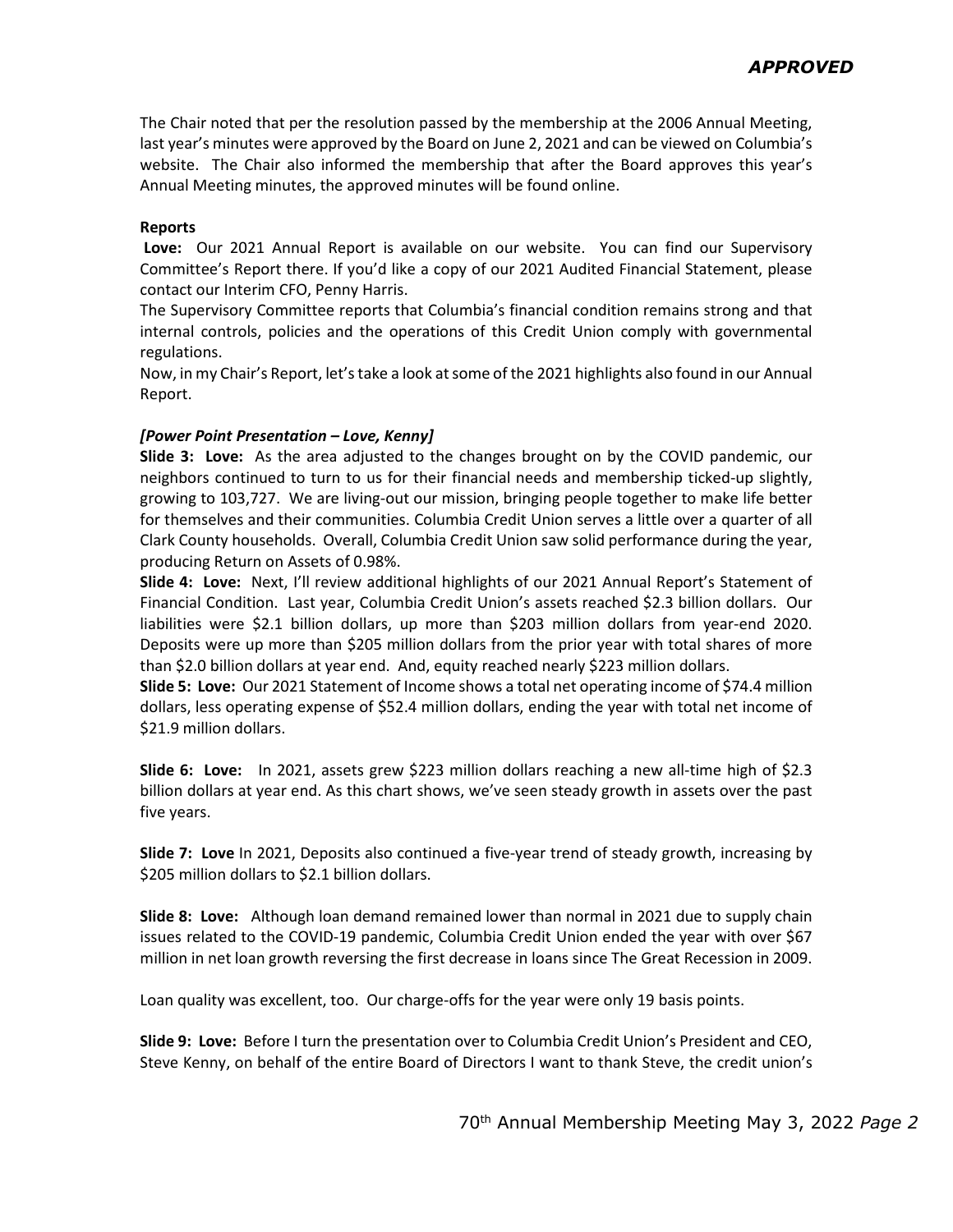The Chair noted that per the resolution passed by the membership at the 2006 Annual Meeting, last year's minutes were approved by the Board on June 2, 2021 and can be viewed on Columbia's website. The Chair also informed the membership that after the Board approves this year's Annual Meeting minutes, the approved minutes will be found online.

**Reports**

**Love:** Our 2021 Annual Report is available on our website. You can find our Supervisory Committee's Report there. If you'd like a copy of our 2021 Audited Financial Statement, please contact our Interim CFO, Penny Harris.

The Supervisory Committee reports that Columbia's financial condition remains strong and that internal controls, policies and the operations of this Credit Union comply with governmental regulations.

Now, in my Chair's Report, let's take a look at some of the 2021 highlights also found in our Annual Report.

***[Power Point Presentation – Love, Kenny]***

**Slide 3: Love:** As the area adjusted to the changes brought on by the COVID pandemic, our neighbors continued to turn to us for their financial needs and membership ticked-up slightly, growing to 103,727. We are living-out our mission, bringing people together to make life better for themselves and their communities. Columbia Credit Union serves a little over a quarter of all Clark County households. Overall, Columbia Credit Union saw solid performance during the year, producing Return on Assets of 0.98%.

**Slide 4: Love:** Next, I'll review additional highlights of our 2021 Annual Report's Statement of Financial Condition. Last year, Columbia Credit Union's assets reached $2.3 billion dollars. Our liabilities were $2.1 billion dollars, up more than $203 million dollars from year-end 2020. Deposits were up more than $205 million dollars from the prior year with total shares of more than $2.0 billion dollars at year end. And, equity reached nearly $223 million dollars.

**Slide 5: Love:** Our 2021 Statement of Income shows a total net operating income of $74.4 million dollars, less operating expense of $52.4 million dollars, ending the year with total net income of $21.9 million dollars.

**Slide 6: Love:** In 2021, assets grew $223 million dollars reaching a new all-time high of $2.3 billion dollars at year end. As this chart shows, we've seen steady growth in assets over the past five years.

**Slide 7: Love** In 2021, Deposits also continued a five-year trend of steady growth, increasing by $205 million dollars to $2.1 billion dollars.

**Slide 8: Love:** Although loan demand remained lower than normal in 2021 due to supply chain issues related to the COVID-19 pandemic, Columbia Credit Union ended the year with over $67 million in net loan growth reversing the first decrease in loans since The Great Recession in 2009.

Loan quality was excellent, too. Our charge-offs for the year were only 19 basis points.

**Slide 9: Love:** Before I turn the presentation over to Columbia Credit Union's President and CEO, Steve Kenny, on behalf of the entire Board of Directors I want to thank Steve, the credit union's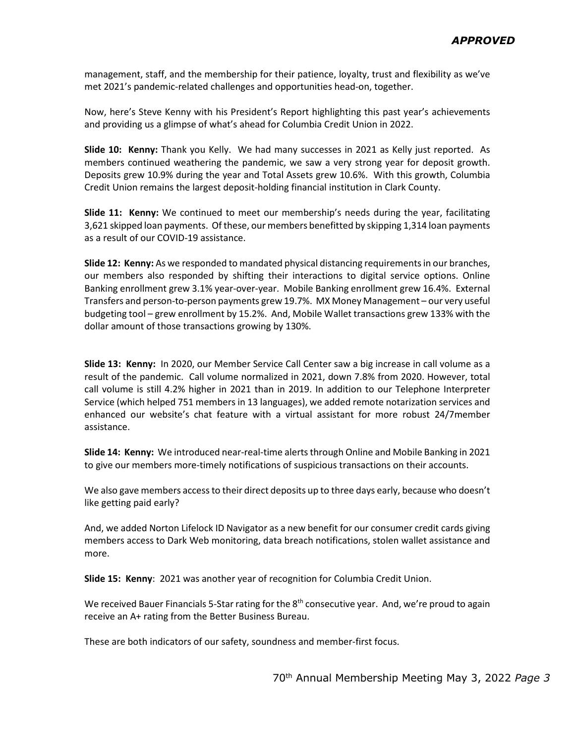*APPROVED*

management, staff, and the membership for their patience, loyalty, trust and flexibility as we've met 2021's pandemic-related challenges and opportunities head-on, together.

Now, here's Steve Kenny with his President's Report highlighting this past year's achievements and providing us a glimpse of what's ahead for Columbia Credit Union in 2022.

**Slide 10: Kenny:** Thank you Kelly. We had many successes in 2021 as Kelly just reported. As members continued weathering the pandemic, we saw a very strong year for deposit growth. Deposits grew 10.9% during the year and Total Assets grew 10.6%. With this growth, Columbia Credit Union remains the largest deposit-holding financial institution in Clark County.

**Slide 11: Kenny:** We continued to meet our membership's needs during the year, facilitating 3,621 skipped loan payments. Of these, our members benefitted by skipping 1,314 loan payments as a result of our COVID-19 assistance.

**Slide 12: Kenny:** As we responded to mandated physical distancing requirements in our branches, our members also responded by shifting their interactions to digital service options. Online Banking enrollment grew 3.1% year-over-year. Mobile Banking enrollment grew 16.4%. External Transfers and person-to-person payments grew 19.7%. MX Money Management – our very useful budgeting tool – grew enrollment by 15.2%. And, Mobile Wallet transactions grew 133% with the dollar amount of those transactions growing by 130%.

**Slide 13: Kenny:** In 2020, our Member Service Call Center saw a big increase in call volume as a result of the pandemic. Call volume normalized in 2021, down 7.8% from 2020. However, total call volume is still 4.2% higher in 2021 than in 2019. In addition to our Telephone Interpreter Service (which helped 751 members in 13 languages), we added remote notarization services and enhanced our website's chat feature with a virtual assistant for more robust 24/7member assistance.

**Slide 14: Kenny:** We introduced near-real-time alerts through Online and Mobile Banking in 2021 to give our members more-timely notifications of suspicious transactions on their accounts.

We also gave members access to their direct deposits up to three days early, because who doesn't like getting paid early?

And, we added Norton Lifelock ID Navigator as a new benefit for our consumer credit cards giving members access to Dark Web monitoring, data breach notifications, stolen wallet assistance and more.

**Slide 15: Kenny**: 2021 was another year of recognition for Columbia Credit Union.

We received Bauer Financials 5-Star rating for the 8th consecutive year. And, we're proud to again receive an A+ rating from the Better Business Bureau.

These are both indicators of our safety, soundness and member-first focus.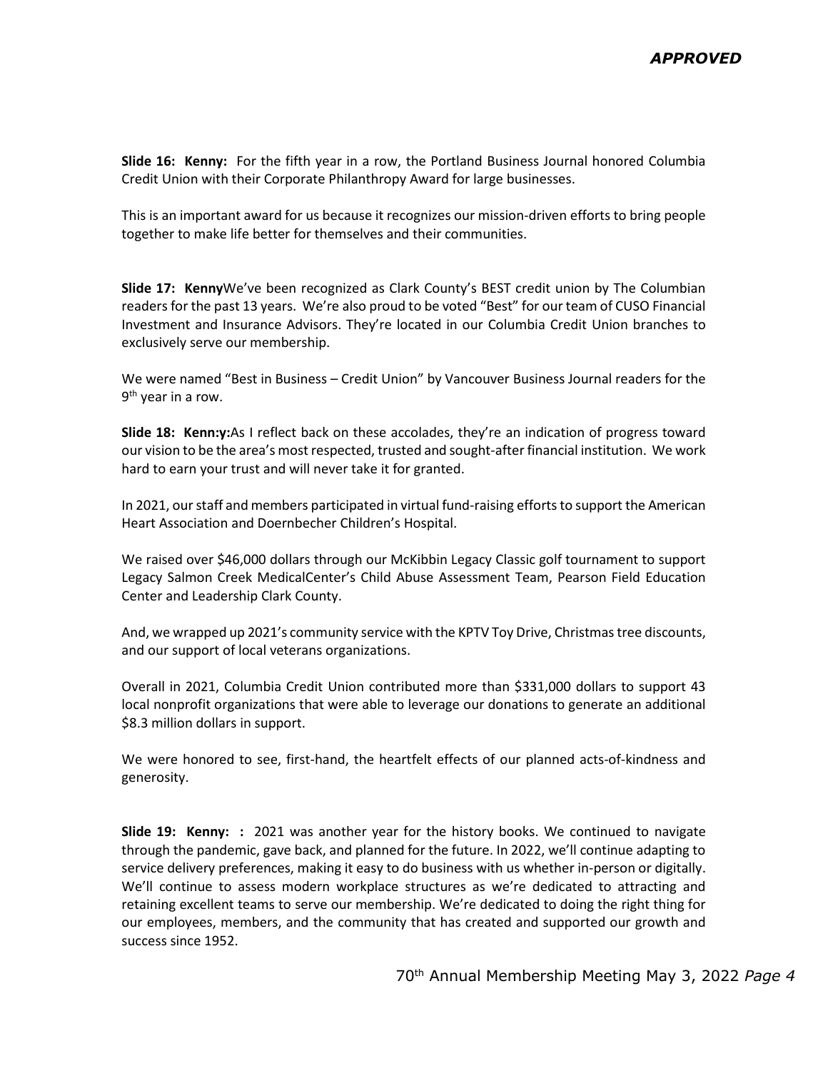**Slide 16: Kenny:** For the fifth year in a row, the Portland Business Journal honored Columbia Credit Union with their Corporate Philanthropy Award for large businesses.

This is an important award for us because it recognizes our mission-driven efforts to bring people together to make life better for themselves and their communities.

**Slide 17: Kenny**We've been recognized as Clark County's BEST credit union by The Columbian readers for the past 13 years. We're also proud to be voted "Best" for our team of CUSO Financial Investment and Insurance Advisors. They're located in our Columbia Credit Union branches to exclusively serve our membership.

We were named "Best in Business – Credit Union" by Vancouver Business Journal readers for the 9th year in a row.

**Slide 18: Kenn:y:**As I reflect back on these accolades, they're an indication of progress toward our vision to be the area's most respected, trusted and sought-after financial institution. We work hard to earn your trust and will never take it for granted.

In 2021, our staff and members participated in virtual fund-raising efforts to support the American Heart Association and Doernbecher Children's Hospital.

We raised over $46,000 dollars through our McKibbin Legacy Classic golf tournament to support Legacy Salmon Creek MedicalCenter's Child Abuse Assessment Team, Pearson Field Education Center and Leadership Clark County.

And, we wrapped up 2021's community service with the KPTV Toy Drive, Christmas tree discounts, and our support of local veterans organizations.

Overall in 2021, Columbia Credit Union contributed more than $331,000 dollars to support 43 local nonprofit organizations that were able to leverage our donations to generate an additional $8.3 million dollars in support.

We were honored to see, first-hand, the heartfelt effects of our planned acts-of-kindness and generosity.

**Slide 19: Kenny: :** 2021 was another year for the history books. We continued to navigate through the pandemic, gave back, and planned for the future. In 2022, we'll continue adapting to service delivery preferences, making it easy to do business with us whether in-person or digitally. We'll continue to assess modern workplace structures as we're dedicated to attracting and retaining excellent teams to serve our membership. We're dedicated to doing the right thing for our employees, members, and the community that has created and supported our growth and success since 1952.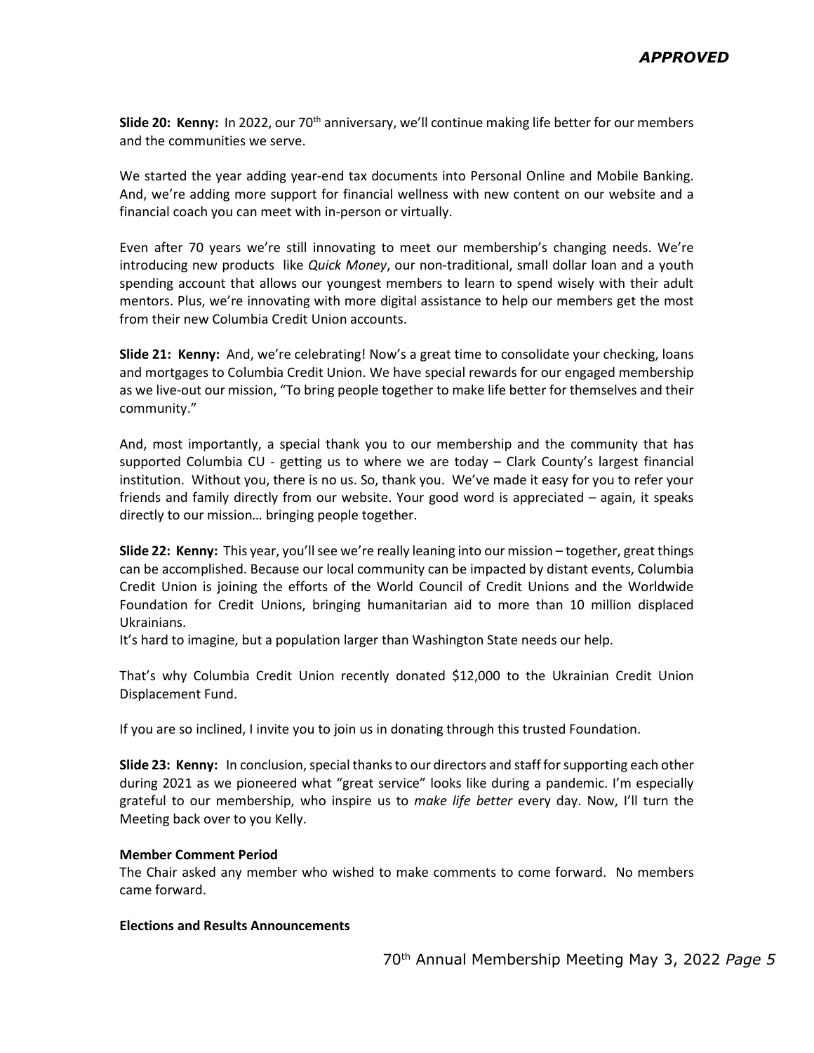**APPROVED**

**Slide 20: Kenny:** In 2022, our 70th anniversary, we'll continue making life better for our members and the communities we serve.

We started the year adding year-end tax documents into Personal Online and Mobile Banking. And, we're adding more support for financial wellness with new content on our website and a financial coach you can meet with in-person or virtually.

Even after 70 years we're still innovating to meet our membership's changing needs. We're introducing new products like *Quick Money*, our non-traditional, small dollar loan and a youth spending account that allows our youngest members to learn to spend wisely with their adult mentors. Plus, we're innovating with more digital assistance to help our members get the most from their new Columbia Credit Union accounts.

**Slide 21: Kenny:** And, we're celebrating! Now's a great time to consolidate your checking, loans and mortgages to Columbia Credit Union. We have special rewards for our engaged membership as we live-out our mission, "To bring people together to make life better for themselves and their community."

And, most importantly, a special thank you to our membership and the community that has supported Columbia CU - getting us to where we are today – Clark County's largest financial institution. Without you, there is no us. So, thank you. We've made it easy for you to refer your friends and family directly from our website. Your good word is appreciated – again, it speaks directly to our mission… bringing people together.

**Slide 22: Kenny:** This year, you'll see we're really leaning into our mission – together, great things can be accomplished. Because our local community can be impacted by distant events, Columbia Credit Union is joining the efforts of the World Council of Credit Unions and the Worldwide Foundation for Credit Unions, bringing humanitarian aid to more than 10 million displaced Ukrainians.

It's hard to imagine, but a population larger than Washington State needs our help.

That's why Columbia Credit Union recently donated $12,000 to the Ukrainian Credit Union Displacement Fund.

If you are so inclined, I invite you to join us in donating through this trusted Foundation.

**Slide 23: Kenny:** In conclusion, special thanks to our directors and staff for supporting each other during 2021 as we pioneered what "great service" looks like during a pandemic. I'm especially grateful to our membership, who inspire us to *make life better* every day. Now, I'll turn the Meeting back over to you Kelly.

**Member Comment Period**

The Chair asked any member who wished to make comments to come forward. No members came forward.

**Elections and Results Announcements**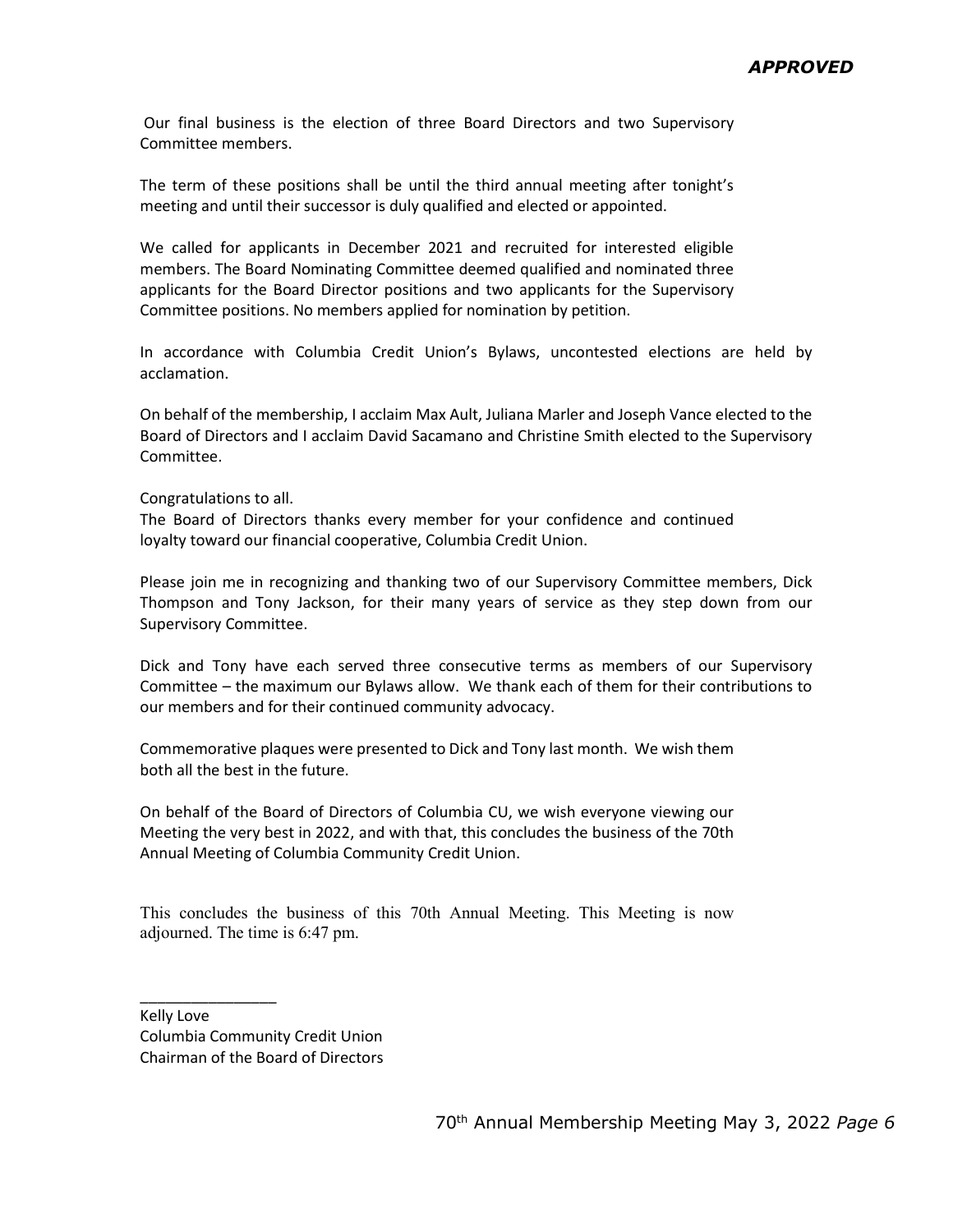***APPROVED***

Our final business is the election of three Board Directors and two Supervisory Committee members.

The term of these positions shall be until the third annual meeting after tonight's meeting and until their successor is duly qualified and elected or appointed.

We called for applicants in December 2021 and recruited for interested eligible members. The Board Nominating Committee deemed qualified and nominated three applicants for the Board Director positions and two applicants for the Supervisory Committee positions. No members applied for nomination by petition.

In accordance with Columbia Credit Union's Bylaws, uncontested elections are held by acclamation.

On behalf of the membership, I acclaim Max Ault, Juliana Marler and Joseph Vance elected to the Board of Directors and I acclaim David Sacamano and Christine Smith elected to the Supervisory Committee.

Congratulations to all.
The Board of Directors thanks every member for your confidence and continued loyalty toward our financial cooperative, Columbia Credit Union.

Please join me in recognizing and thanking two of our Supervisory Committee members, Dick Thompson and Tony Jackson, for their many years of service as they step down from our Supervisory Committee.

Dick and Tony have each served three consecutive terms as members of our Supervisory Committee – the maximum our Bylaws allow. We thank each of them for their contributions to our members and for their continued community advocacy.

Commemorative plaques were presented to Dick and Tony last month. We wish them both all the best in the future.

On behalf of the Board of Directors of Columbia CU, we wish everyone viewing our Meeting the very best in 2022, and with that, this concludes the business of the 70th Annual Meeting of Columbia Community Credit Union.

This concludes the business of this 70th Annual Meeting. This Meeting is now adjourned. The time is 6:47 pm.

________________
Kelly Love
Columbia Community Credit Union
Chairman of the Board of Directors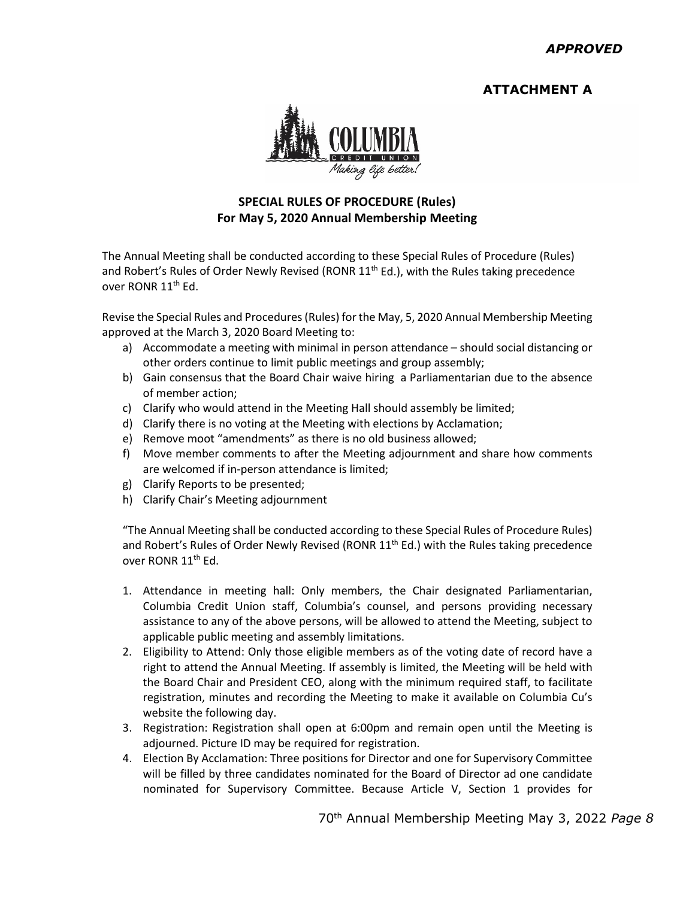*APPROVED*

**ATTACHMENT A**

COLUMBIA CREDIT UNION
Making life better!

## SPECIAL RULES OF PROCEDURE (Rules)
## For May 5, 2020 Annual Membership Meeting

The Annual Meeting shall be conducted according to these Special Rules of Procedure (Rules) and Robert's Rules of Order Newly Revised (RONR 11th Ed.), with the Rules taking precedence over RONR 11th Ed.

Revise the Special Rules and Procedures (Rules) for the May, 5, 2020 Annual Membership Meeting approved at the March 3, 2020 Board Meeting to:

a) Accommodate a meeting with minimal in person attendance – should social distancing or other orders continue to limit public meetings and group assembly;
b) Gain consensus that the Board Chair waive hiring a Parliamentarian due to the absence of member action;
c) Clarify who would attend in the Meeting Hall should assembly be limited;
d) Clarify there is no voting at the Meeting with elections by Acclamation;
e) Remove moot "amendments" as there is no old business allowed;
f) Move member comments to after the Meeting adjournment and share how comments are welcomed if in-person attendance is limited;
g) Clarify Reports to be presented;
h) Clarify Chair's Meeting adjournment

"The Annual Meeting shall be conducted according to these Special Rules of Procedure Rules) and Robert's Rules of Order Newly Revised (RONR 11th Ed.) with the Rules taking precedence over RONR 11th Ed.

1. Attendance in meeting hall: Only members, the Chair designated Parliamentarian, Columbia Credit Union staff, Columbia's counsel, and persons providing necessary assistance to any of the above persons, will be allowed to attend the Meeting, subject to applicable public meeting and assembly limitations.
2. Eligibility to Attend: Only those eligible members as of the voting date of record have a right to attend the Annual Meeting. If assembly is limited, the Meeting will be held with the Board Chair and President CEO, along with the minimum required staff, to facilitate registration, minutes and recording the Meeting to make it available on Columbia Cu's website the following day.
3. Registration: Registration shall open at 6:00pm and remain open until the Meeting is adjourned. Picture ID may be required for registration.
4. Election By Acclamation: Three positions for Director and one for Supervisory Committee will be filled by three candidates nominated for the Board of Director ad one candidate nominated for Supervisory Committee. Because Article V, Section 1 provides for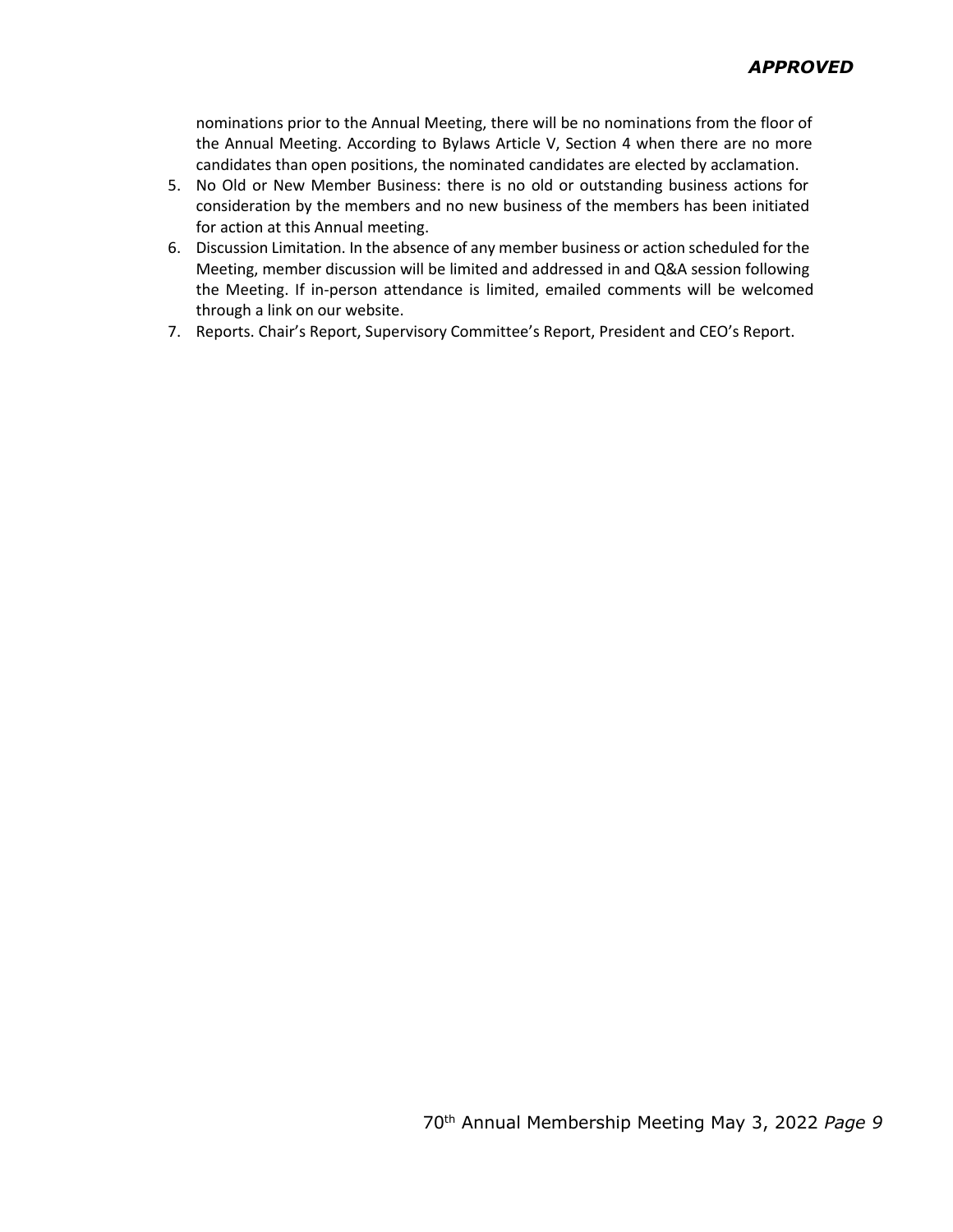***APPROVED***

nominations prior to the Annual Meeting, there will be no nominations from the floor of the Annual Meeting. According to Bylaws Article V, Section 4 when there are no more candidates than open positions, the nominated candidates are elected by acclamation.

5. No Old or New Member Business: there is no old or outstanding business actions for consideration by the members and no new business of the members has been initiated for action at this Annual meeting.
6. Discussion Limitation. In the absence of any member business or action scheduled for the Meeting, member discussion will be limited and addressed in and Q&A session following the Meeting. If in-person attendance is limited, emailed comments will be welcomed through a link on our website.
7. Reports. Chair's Report, Supervisory Committee's Report, President and CEO's Report.